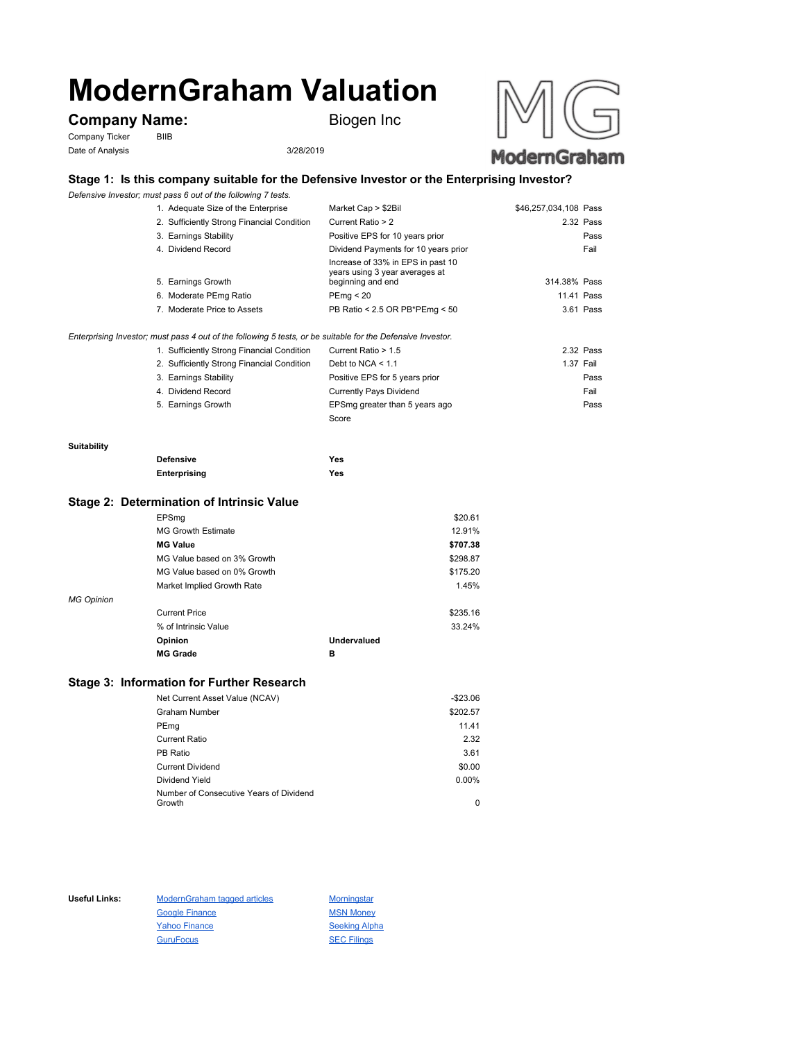# ModernGraham Valuation

**Company Name:** Biogen Inc

Company Ticker: BIIB

Date of Analysis: 3/28/2019

## Stage 1: Is this company suitable for the Defensive Investor or the Enterprising Investor?

*Defensive Investor; must pass 6 out of the following 7 tests.*

| Test | Criterion | Value | Result |
|---|---|---|---|
| 1. Adequate Size of the Enterprise | Market Cap > $2Bil | $46,257,034,108 | Pass |
| 2. Sufficiently Strong Financial Condition | Current Ratio > 2 | 2.32 | Pass |
| 3. Earnings Stability | Positive EPS for 10 years prior | | Pass |
| 4. Dividend Record | Dividend Payments for 10 years prior | | Fail |
| 5. Earnings Growth | Increase of 33% in EPS in past 10 years using 3 year averages at beginning and end | 314.38% | Pass |
| 6. Moderate PEmg Ratio | PEmg < 20 | 11.41 | Pass |
| 7. Moderate Price to Assets | PB Ratio < 2.5 OR PB*PEmg < 50 | 3.61 | Pass |

*Enterprising Investor; must pass 4 out of the following 5 tests, or be suitable for the Defensive Investor.*

| Test | Criterion | Value | Result |
|---|---|---|---|
| 1. Sufficiently Strong Financial Condition | Current Ratio > 1.5 | 2.32 | Pass |
| 2. Sufficiently Strong Financial Condition | Debt to NCA < 1.1 | 1.37 | Fail |
| 3. Earnings Stability | Positive EPS for 5 years prior | | Pass |
| 4. Dividend Record | Currently Pays Dividend | | Fail |
| 5. Earnings Growth | EPSmg greater than 5 years ago | | Pass |
| | Score | | |

**Suitability**

| | |
|---|---|
| **Defensive** | **Yes** |
| **Enterprising** | **Yes** |

## Stage 2: Determination of Intrinsic Value

| | |
|---|---|
| EPSmg | $20.61 |
| MG Growth Estimate | 12.91% |
| **MG Value** | **$707.38** |
| MG Value based on 3% Growth | $298.87 |
| MG Value based on 0% Growth | $175.20 |
| Market Implied Growth Rate | 1.45% |

*MG Opinion*

| | | |
|---|---|---|
| Current Price | | $235.16 |
| % of Intrinsic Value | | 33.24% |
| **Opinion** | **Undervalued** | |
| **MG Grade** | **B** | |

## Stage 3: Information for Further Research

| | |
|---|---|
| Net Current Asset Value (NCAV) | -$23.06 |
| Graham Number | $202.57 |
| PEmg | 11.41 |
| Current Ratio | 2.32 |
| PB Ratio | 3.61 |
| Current Dividend | $0.00 |
| Dividend Yield | 0.00% |
| Number of Consecutive Years of Dividend Growth | 0 |

**Useful Links:**

- ModernGraham tagged articles
- Google Finance
- Yahoo Finance
- GuruFocus
- Morningstar
- MSN Money
- Seeking Alpha
- SEC Filings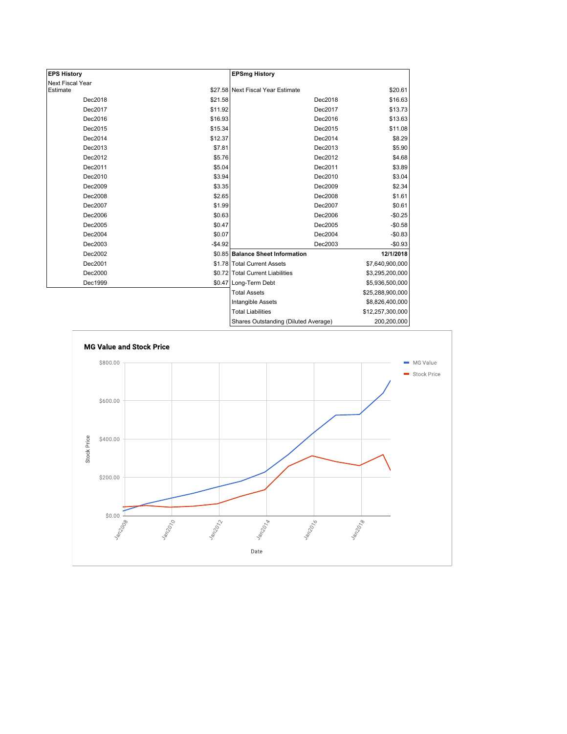| EPS History | |
|---|---|
| Next Fiscal Year Estimate | $27.58 |
| Dec2018 | $21.58 |
| Dec2017 | $11.92 |
| Dec2016 | $16.93 |
| Dec2015 | $15.34 |
| Dec2014 | $12.37 |
| Dec2013 | $7.81 |
| Dec2012 | $5.76 |
| Dec2011 | $5.04 |
| Dec2010 | $3.94 |
| Dec2009 | $3.35 |
| Dec2008 | $2.65 |
| Dec2007 | $1.99 |
| Dec2006 | $0.63 |
| Dec2005 | $0.47 |
| Dec2004 | $0.07 |
| Dec2003 | -$4.92 |
| Dec2002 | $0.85 |
| Dec2001 | $1.78 |
| Dec2000 | $0.72 |
| Dec1999 | $0.47 |

| EPSmg History | |
|---|---|
| Next Fiscal Year Estimate | $20.61 |
| Dec2018 | $16.63 |
| Dec2017 | $13.73 |
| Dec2016 | $13.63 |
| Dec2015 | $11.08 |
| Dec2014 | $8.29 |
| Dec2013 | $5.90 |
| Dec2012 | $4.68 |
| Dec2011 | $3.89 |
| Dec2010 | $3.04 |
| Dec2009 | $2.34 |
| Dec2008 | $1.61 |
| Dec2007 | $0.61 |
| Dec2006 | -$0.25 |
| Dec2005 | -$0.58 |
| Dec2004 | -$0.83 |
| Dec2003 | -$0.93 |

| Balance Sheet Information | 12/1/2018 |
|---|---|
| Total Current Assets | $7,640,900,000 |
| Total Current Liabilities | $3,295,200,000 |
| Long-Term Debt | $5,936,500,000 |
| Total Assets | $25,288,900,000 |
| Intangible Assets | $8,826,400,000 |
| Total Liabilities | $12,257,300,000 |
| Shares Outstanding (Diluted Average) | 200,200,000 |

**MG Value and Stock Price**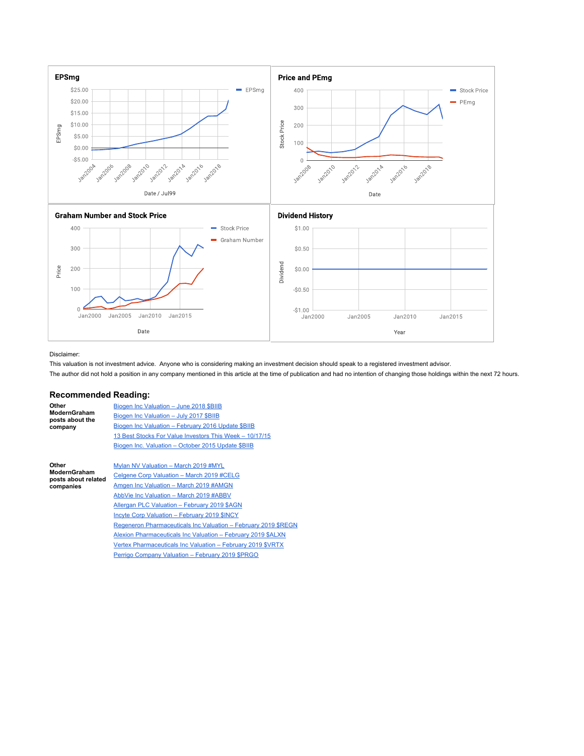EPSmg

$25.00
$20.00
$15.00
$10.00
$5.00
$0.00
-$5.00

EPSmg

Jan2004 Jan2006 Jan2008 Jan2010 Jan2012 Jan2014 Jan2016 Jan2018

Date / Jul99

Price and PEmg

400
300
200
100
0

Stock Price

Stock Price
PEmg

Jan2008 Jan2010 Jan2012 Jan2014 Jan2016 Jan2018

Date

Graham Number and Stock Price

400
300
200
100
0

Price

Stock Price
Graham Number

Jan2000 Jan2005 Jan2010 Jan2015

Date

Dividend History

$1.00
$0.50
$0.00
-$0.50
-$1.00

Dividend

Jan2000 Jan2005 Jan2010 Jan2015

Year

Disclaimer:

This valuation is not investment advice. Anyone who is considering making an investment decision should speak to a registered investment advisor.

The author did not hold a position in any company mentioned in this article at the time of publication and had no intention of changing those holdings within the next 72 hours.

## Recommended Reading:

**Other ModernGraham posts about the company**

- Biogen Inc Valuation – June 2018 $BIIB
- Biogen Inc Valuation – July 2017 $BIIB
- Biogen Inc Valuation – February 2016 Update $BIIB
- 13 Best Stocks For Value Investors This Week – 10/17/15
- Biogen Inc. Valuation – October 2015 Update $BIIB

**Other ModernGraham posts about related companies**

- Mylan NV Valuation – March 2019 #MYL
- Celgene Corp Valuation – March 2019 #CELG
- Amgen Inc Valuation – March 2019 #AMGN
- AbbVie Inc Valuation – March 2019 #ABBV
- Allergan PLC Valuation – February 2019 $AGN
- Incyte Corp Valuation – February 2019 $INCY
- Regeneron Pharmaceuticals Inc Valuation – February 2019 $REGN
- Alexion Pharmaceuticals Inc Valuation – February 2019 $ALXN
- Vertex Pharmaceuticals Inc Valuation – February 2019 $VRTX
- Perrigo Company Valuation – February 2019 $PRGO